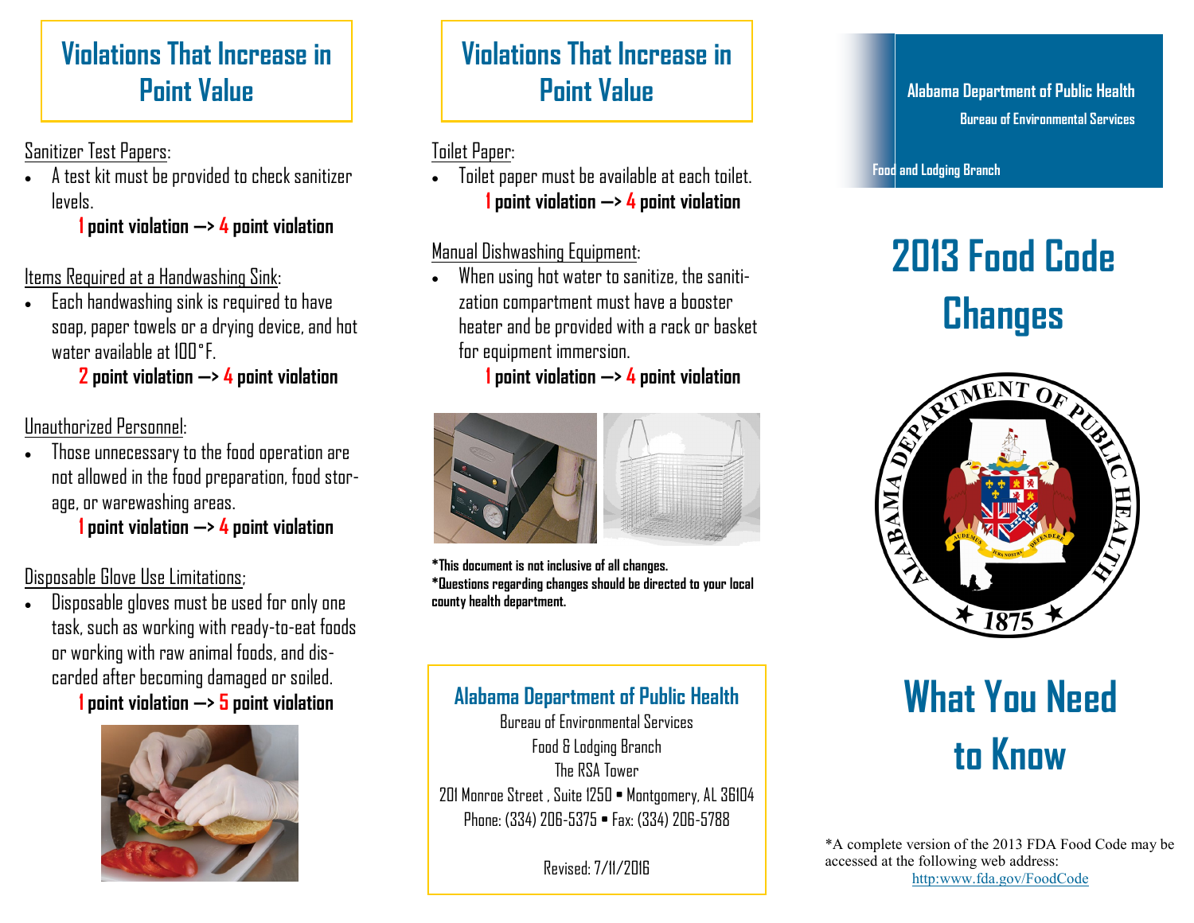## Violations That Increase in Point Value

Sanitizer Test Papers:

- A test kit must be provided to check sanitizer levels.

  **1 point violation —> 4 point violation**

Items Required at a Handwashing Sink:

- Each handwashing sink is required to have soap, paper towels or a drying device, and hot water available at 100°F.

  **2 point violation —> 4 point violation**

Unauthorized Personnel:

- Those unnecessary to the food operation are not allowed in the food preparation, food storage, or warewashing areas.

  **1 point violation —> 4 point violation**

Disposable Glove Use Limitations;

- Disposable gloves must be used for only one task, such as working with ready-to-eat foods or working with raw animal foods, and discarded after becoming damaged or soiled.

  **1 point violation —> 5 point violation**

## Violations That Increase in Point Value

Toilet Paper:

- Toilet paper must be available at each toilet.

  **1 point violation —> 4 point violation**

Manual Dishwashing Equipment:

- When using hot water to sanitize, the sanitization compartment must have a booster heater and be provided with a rack or basket for equipment immersion.

  **1 point violation —> 4 point violation**

**\*This document is not inclusive of all changes.**
**\*Questions regarding changes should be directed to your local county health department.**

### Alabama Department of Public Health

Bureau of Environmental Services
Food & Lodging Branch
The RSA Tower
201 Monroe Street , Suite 1250 ▪ Montgomery, AL 36104
Phone: (334) 206-5375 ▪ Fax: (334) 206-5788

Revised: 7/11/2016

**Alabama Department of Public Health**
**Bureau of Environmental Services**
**Food and Lodging Branch**

# 2013 Food Code Changes

# What You Need to Know

*A complete version of the 2013 FDA Food Code may be accessed at the following web address:
http:www.fda.gov/FoodCode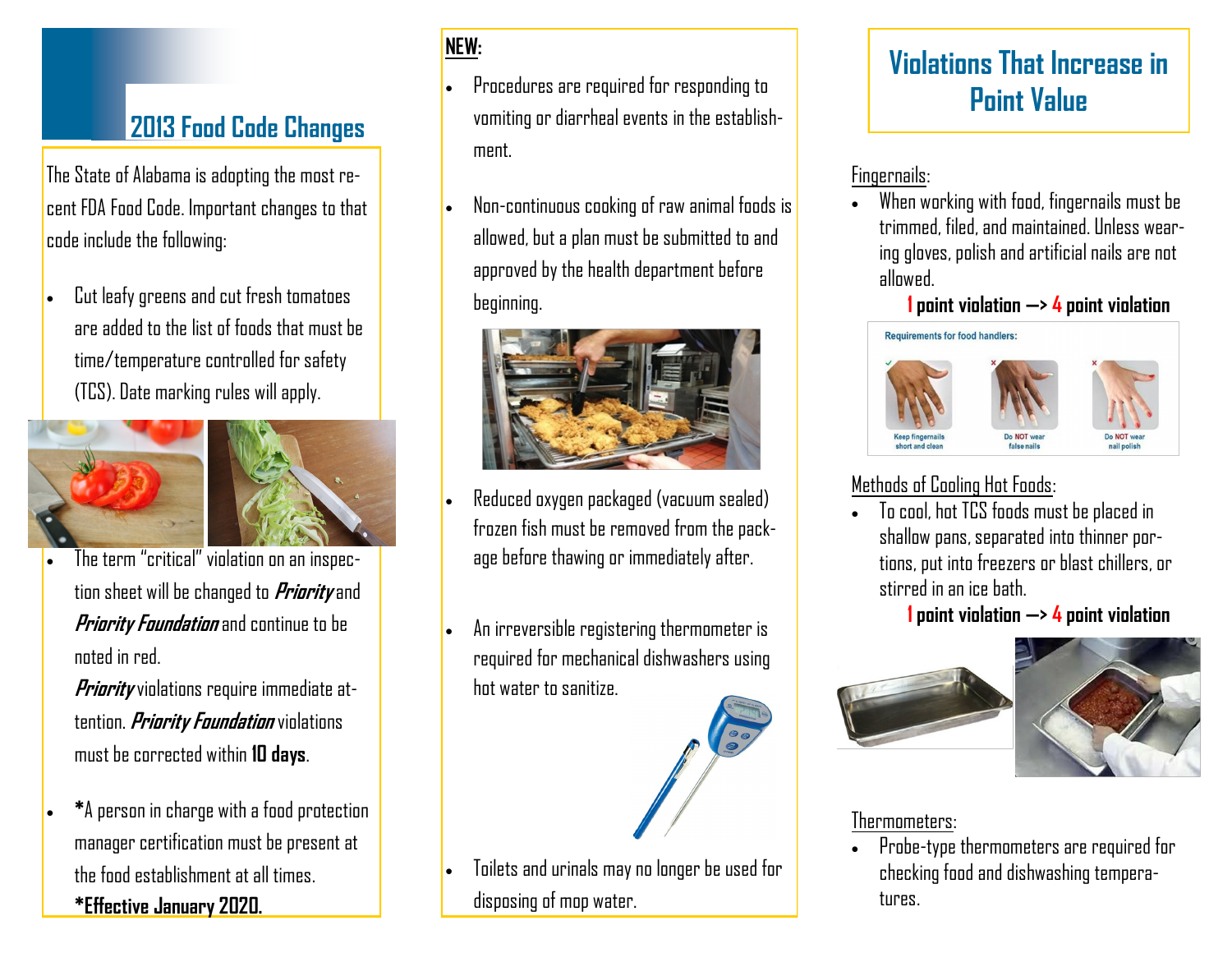## 2013 Food Code Changes

The State of Alabama is adopting the most recent FDA Food Code. Important changes to that code include the following:

- Cut leafy greens and cut fresh tomatoes are added to the list of foods that must be time/temperature controlled for safety (TCS). Date marking rules will apply.
- The term "critical" violation on an inspection sheet will be changed to ***Priority*** and ***Priority Foundation*** and continue to be noted in red.

  ***Priority*** violations require immediate attention. ***Priority Foundation*** violations must be corrected within **10 days**.
- **\***A person in charge with a food protection manager certification must be present at the food establishment at all times. **\*Effective January 2020.**

**NEW:**

- Procedures are required for responding to vomiting or diarrheal events in the establishment.
- Non-continuous cooking of raw animal foods is allowed, but a plan must be submitted to and approved by the health department before beginning.
- Reduced oxygen packaged (vacuum sealed) frozen fish must be removed from the package before thawing or immediately after.
- An irreversible registering thermometer is required for mechanical dishwashers using hot water to sanitize.
- Toilets and urinals may no longer be used for disposing of mop water.

## Violations That Increase in Point Value

Fingernails:

- When working with food, fingernails must be trimmed, filed, and maintained. Unless wearing gloves, polish and artificial nails are not allowed.

**1 point violation —> 4 point violation**

Requirements for food handlers:

Keep fingernails short and clean

Do NOT wear false nails

Do NOT wear nail polish

Methods of Cooling Hot Foods:

- To cool, hot TCS foods must be placed in shallow pans, separated into thinner portions, put into freezers or blast chillers, or stirred in an ice bath.

**1 point violation —> 4 point violation**

Thermometers:

- Probe-type thermometers are required for checking food and dishwashing temperatures.